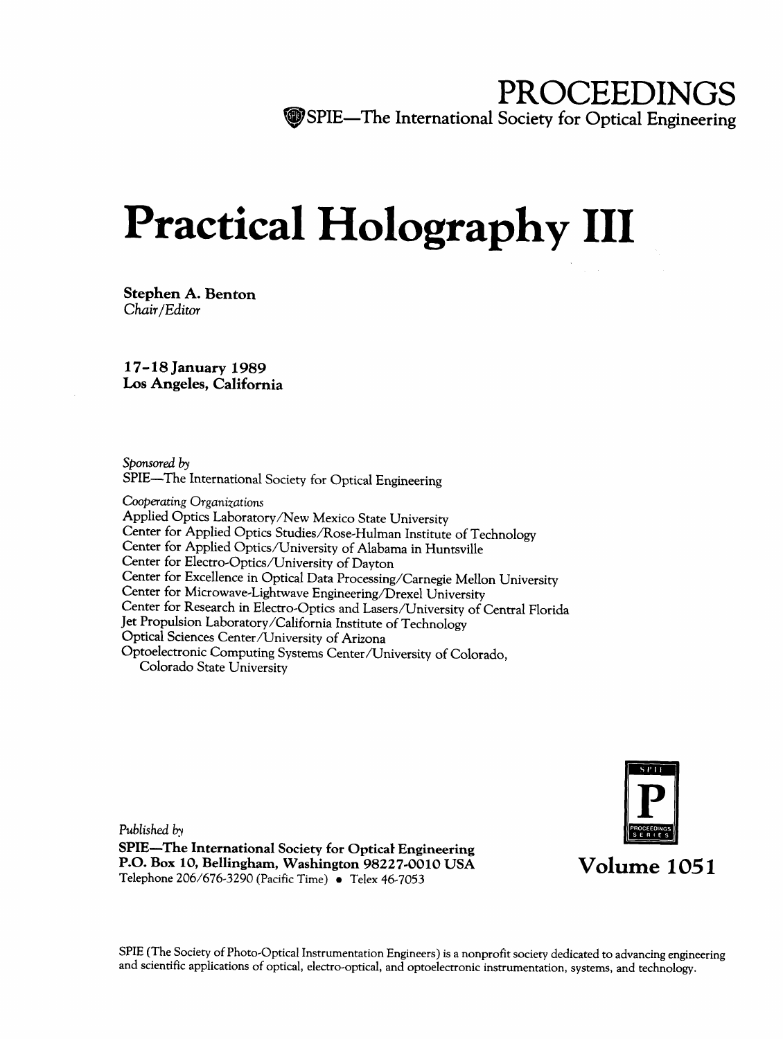# PROCEEDINGS

SPIE—The International Society for Optical Engineering

# Practical Holography III

**Stephen A. Benton**
*Chair/Editor*

**17–18 January 1989**
**Los Angeles, California**

*Sponsored by*
SPIE—The International Society for Optical Engineering

*Cooperating Organizations*
Applied Optics Laboratory/New Mexico State University
Center for Applied Optics Studies/Rose-Hulman Institute of Technology
Center for Applied Optics/University of Alabama in Huntsville
Center for Electro-Optics/University of Dayton
Center for Excellence in Optical Data Processing/Carnegie Mellon University
Center for Microwave-Lightwave Engineering/Drexel University
Center for Research in Electro-Optics and Lasers/University of Central Florida
Jet Propulsion Laboratory/California Institute of Technology
Optical Sciences Center/University of Arizona
Optoelectronic Computing Systems Center/University of Colorado, Colorado State University

*Published by*
**SPIE—The International Society for Optical Engineering**
**P.O. Box 10, Bellingham, Washington 98227-0010 USA**
Telephone 206/676-3290 (Pacific Time) • Telex 46-7053

**Volume 1051**

SPIE (The Society of Photo-Optical Instrumentation Engineers) is a nonprofit society dedicated to advancing engineering and scientific applications of optical, electro-optical, and optoelectronic instrumentation, systems, and technology.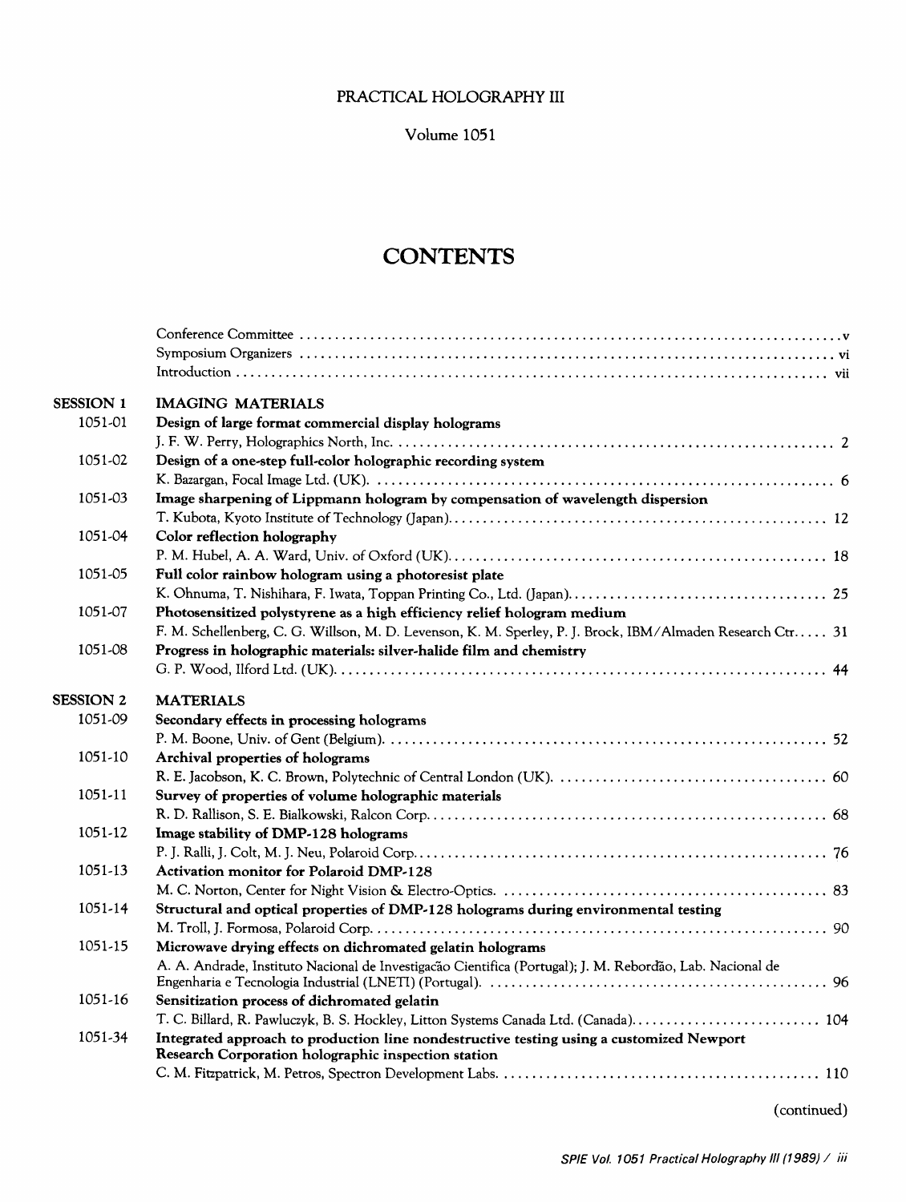PRACTICAL HOLOGRAPHY III

Volume 1051

# CONTENTS

Conference Committee . . . . . . . . . . v
Symposium Organizers . . . . . . . . . . vi
Introduction . . . . . . . . . . vii

## SESSION 1 IMAGING MATERIALS

1051-01 **Design of large format commercial display holograms**
J. F. W. Perry, Holographics North, Inc. . . . . . . . . . . 2

1051-02 **Design of a one-step full-color holographic recording system**
K. Bazargan, Focal Image Ltd. (UK). . . . . . . . . . . 6

1051-03 **Image sharpening of Lippmann hologram by compensation of wavelength dispersion**
T. Kubota, Kyoto Institute of Technology (Japan). . . . . . . . . . . 12

1051-04 **Color reflection holography**
P. M. Hubel, A. A. Ward, Univ. of Oxford (UK). . . . . . . . . . . 18

1051-05 **Full color rainbow hologram using a photoresist plate**
K. Ohnuma, T. Nishihara, F. Iwata, Toppan Printing Co., Ltd. (Japan). . . . . . . . . . . 25

1051-07 **Photosensitized polystyrene as a high efficiency relief hologram medium**
F. M. Schellenberg, C. G. Willson, M. D. Levenson, K. M. Sperley, P. J. Brock, IBM/Almaden Research Ctr. . . . . 31

1051-08 **Progress in holographic materials: silver-halide film and chemistry**
G. P. Wood, Ilford Ltd. (UK). . . . . . . . . . . 44

## SESSION 2 MATERIALS

1051-09 **Secondary effects in processing holograms**
P. M. Boone, Univ. of Gent (Belgium). . . . . . . . . . . 52

1051-10 **Archival properties of holograms**
R. E. Jacobson, K. C. Brown, Polytechnic of Central London (UK). . . . . . . . . . . 60

1051-11 **Survey of properties of volume holographic materials**
R. D. Rallison, S. E. Bialkowski, Ralcon Corp. . . . . . . . . . . 68

1051-12 **Image stability of DMP-128 holograms**
P. J. Ralli, J. Colt, M. J. Neu, Polaroid Corp. . . . . . . . . . . 76

1051-13 **Activation monitor for Polaroid DMP-128**
M. C. Norton, Center for Night Vision & Electro-Optics. . . . . . . . . . . 83

1051-14 **Structural and optical properties of DMP-128 holograms during environmental testing**
M. Troll, J. Formosa, Polaroid Corp. . . . . . . . . . . 90

1051-15 **Microwave drying effects on dichromated gelatin holograms**
A. A. Andrade, Instituto Nacional de Investigacão Cientifica (Portugal); J. M. Rebordão, Lab. Nacional de Engenharia e Tecnologia Industrial (LNETI) (Portugal). . . . . . . . . . . 96

1051-16 **Sensitization process of dichromated gelatin**
T. C. Billard, R. Pawluczyk, B. S. Hockley, Litton Systems Canada Ltd. (Canada). . . . . . . . . . . 104

1051-34 **Integrated approach to production line nondestructive testing using a customized Newport Research Corporation holographic inspection station**
C. M. Fitzpatrick, M. Petros, Spectron Development Labs. . . . . . . . . . . 110

(continued)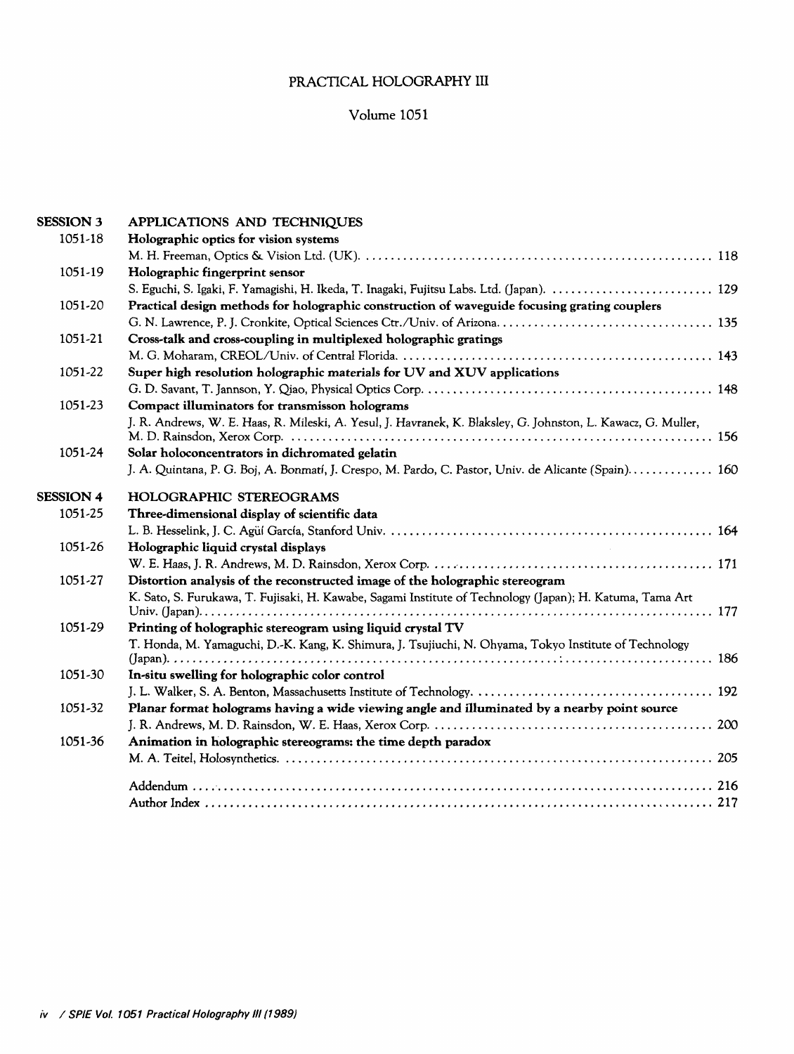# PRACTICAL HOLOGRAPHY III

## Volume 1051

**SESSION 3 APPLICATIONS AND TECHNIQUES**

1051-18 **Holographic optics for vision systems**
M. H. Freeman, Optics & Vision Ltd. (UK). .......... 118

1051-19 **Holographic fingerprint sensor**
S. Eguchi, S. Igaki, F. Yamagishi, H. Ikeda, T. Inagaki, Fujitsu Labs. Ltd. (Japan). .......... 129

1051-20 **Practical design methods for holographic construction of waveguide focusing grating couplers**
G. N. Lawrence, P. J. Cronkite, Optical Sciences Ctr./Univ. of Arizona. .......... 135

1051-21 **Cross-talk and cross-coupling in multiplexed holographic gratings**
M. G. Moharam, CREOL/Univ. of Central Florida. .......... 143

1051-22 **Super high resolution holographic materials for UV and XUV applications**
G. D. Savant, T. Jannson, Y. Qiao, Physical Optics Corp. .......... 148

1051-23 **Compact illuminators for transmisson holograms**
J. R. Andrews, W. E. Haas, R. Mileski, A. Yesul, J. Havranek, K. Blaksley, G. Johnston, L. Kawacz, G. Muller, M. D. Rainsdon, Xerox Corp. .......... 156

1051-24 **Solar holoconcentrators in dichromated gelatin**
J. A. Quintana, P. G. Boj, A. Bonmatí, J. Crespo, M. Pardo, C. Pastor, Univ. de Alicante (Spain). .......... 160

**SESSION 4 HOLOGRAPHIC STEREOGRAMS**

1051-25 **Three-dimensional display of scientific data**
L. B. Hesselink, J. C. Agüí García, Stanford Univ. .......... 164

1051-26 **Holographic liquid crystal displays**
W. E. Haas, J. R. Andrews, M. D. Rainsdon, Xerox Corp. .......... 171

1051-27 **Distortion analysis of the reconstructed image of the holographic stereogram**
K. Sato, S. Furukawa, T. Fujisaki, H. Kawabe, Sagami Institute of Technology (Japan); H. Katuma, Tama Art Univ. (Japan). .......... 177

1051-29 **Printing of holographic stereogram using liquid crystal TV**
T. Honda, M. Yamaguchi, D.-K. Kang, K. Shimura, J. Tsujiuchi, N. Ohyama, Tokyo Institute of Technology (Japan). .......... 186

1051-30 **In-situ swelling for holographic color control**
J. L. Walker, S. A. Benton, Massachusetts Institute of Technology. .......... 192

1051-32 **Planar format holograms having a wide viewing angle and illuminated by a nearby point source**
J. R. Andrews, M. D. Rainsdon, W. E. Haas, Xerox Corp. .......... 200

1051-36 **Animation in holographic stereograms: the time depth paradox**
M. A. Teitel, Holosynthetics. .......... 205

Addendum .......... 216

Author Index .......... 217